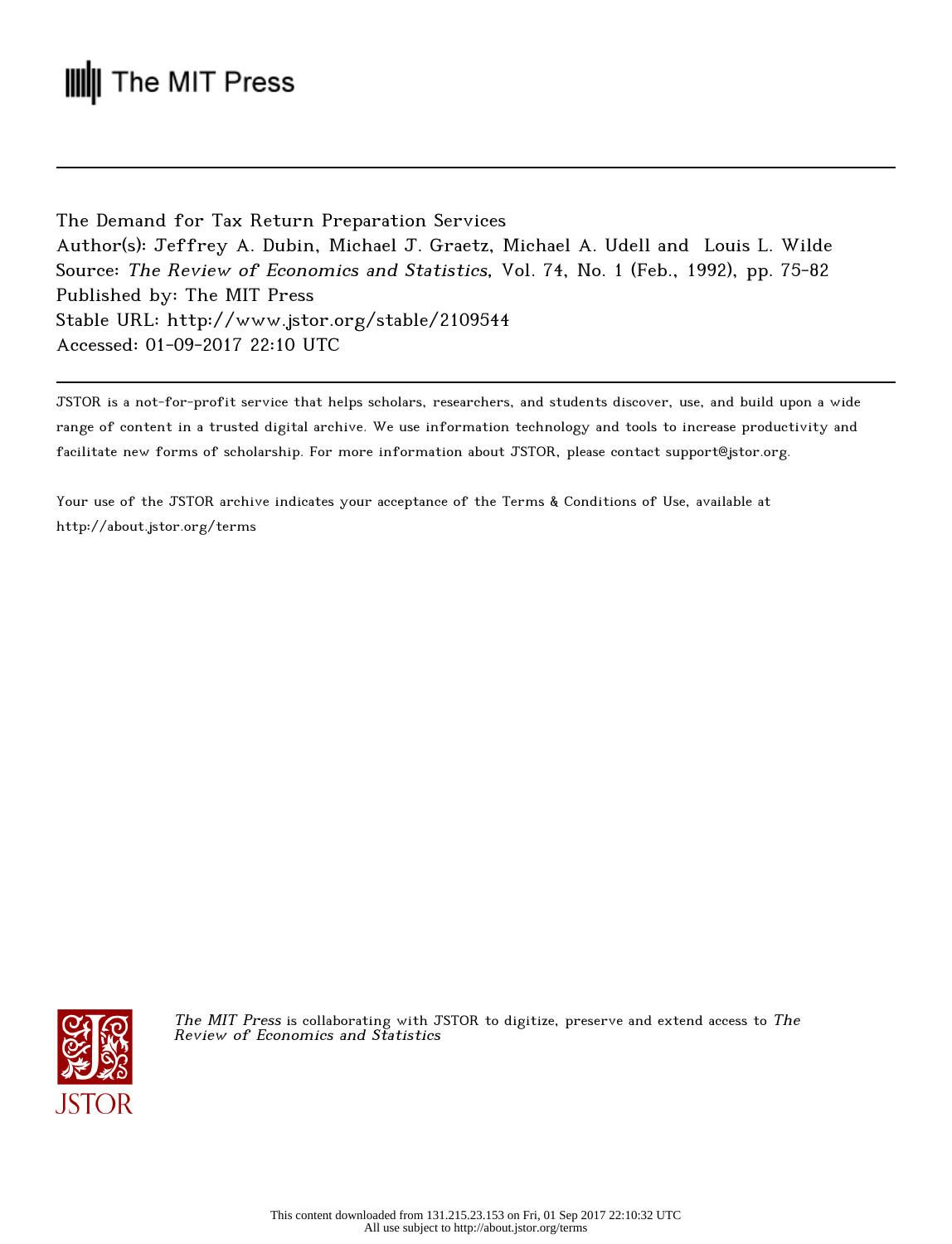The MIT Press

The Demand for Tax Return Preparation Services
Author(s): Jeffrey A. Dubin, Michael J. Graetz, Michael A. Udell and Louis L. Wilde
Source: *The Review of Economics and Statistics*, Vol. 74, No. 1 (Feb., 1992), pp. 75-82
Published by: The MIT Press
Stable URL: http://www.jstor.org/stable/2109544
Accessed: 01-09-2017 22:10 UTC

JSTOR is a not-for-profit service that helps scholars, researchers, and students discover, use, and build upon a wide range of content in a trusted digital archive. We use information technology and tools to increase productivity and facilitate new forms of scholarship. For more information about JSTOR, please contact support@jstor.org.

Your use of the JSTOR archive indicates your acceptance of the Terms & Conditions of Use, available at http://about.jstor.org/terms

*The MIT Press* is collaborating with JSTOR to digitize, preserve and extend access to *The Review of Economics and Statistics*

This content downloaded from 131.215.23.153 on Fri, 01 Sep 2017 22:10:32 UTC
All use subject to http://about.jstor.org/terms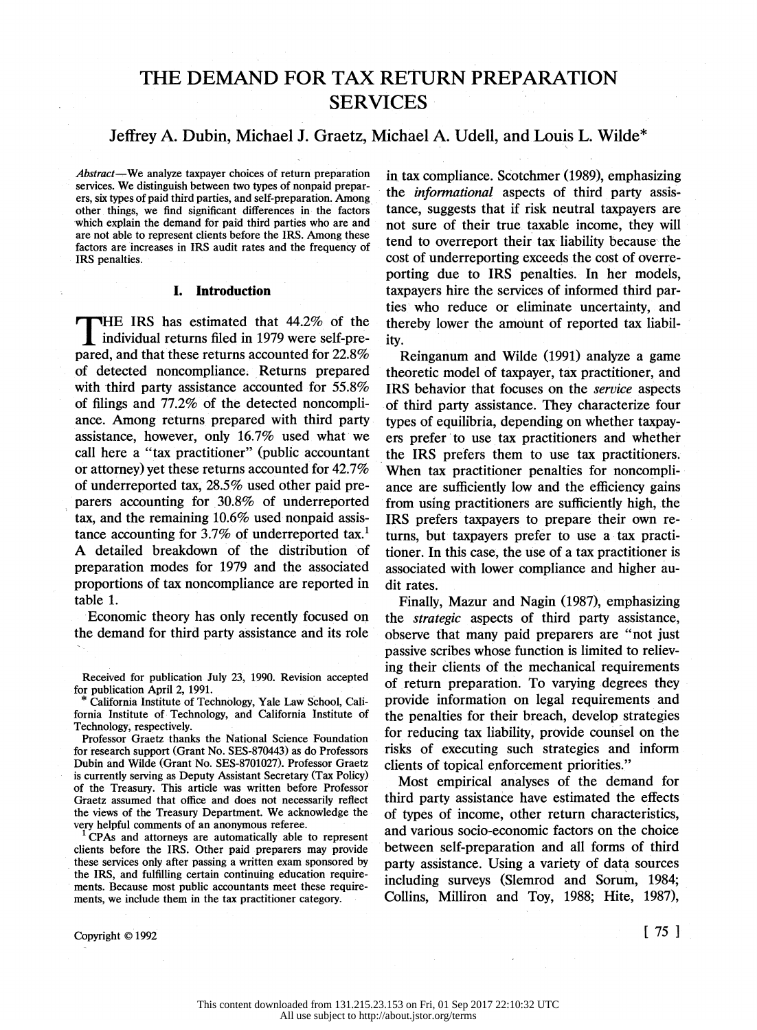# THE DEMAND FOR TAX RETURN PREPARATION SERVICES

Jeffrey A. Dubin, Michael J. Graetz, Michael A. Udell, and Louis L. Wilde*

*Abstract*—We analyze taxpayer choices of return preparation services. We distinguish between two types of nonpaid preparers, six types of paid third parties, and self-preparation. Among other things, we find significant differences in the factors which explain the demand for paid third parties who are and are not able to represent clients before the IRS. Among these factors are increases in IRS audit rates and the frequency of IRS penalties.

## I. Introduction

THE IRS has estimated that 44.2% of the individual returns filed in 1979 were self-prepared, and that these returns accounted for 22.8% of detected noncompliance. Returns prepared with third party assistance accounted for 55.8% of filings and 77.2% of the detected noncompliance. Among returns prepared with third party assistance, however, only 16.7% used what we call here a "tax practitioner" (public accountant or attorney) yet these returns accounted for 42.7% of underreported tax, 28.5% used other paid preparers accounting for 30.8% of underreported tax, and the remaining 10.6% used nonpaid assistance accounting for 3.7% of underreported tax.[1] A detailed breakdown of the distribution of preparation modes for 1979 and the associated proportions of tax noncompliance are reported in table 1.

Economic theory has only recently focused on the demand for third party assistance and its role in tax compliance. Scotchmer (1989), emphasizing the *informational* aspects of third party assistance, suggests that if risk neutral taxpayers are not sure of their true taxable income, they will tend to overreport their tax liability because the cost of underreporting exceeds the cost of overreporting due to IRS penalties. In her models, taxpayers hire the services of informed third parties who reduce or eliminate uncertainty, and thereby lower the amount of reported tax liability.

Reinganum and Wilde (1991) analyze a game theoretic model of taxpayer, tax practitioner, and IRS behavior that focuses on the *service* aspects of third party assistance. They characterize four types of equilibria, depending on whether taxpayers prefer to use tax practitioners and whether the IRS prefers them to use tax practitioners. When tax practitioner penalties for noncompliance are sufficiently low and the efficiency gains from using practitioners are sufficiently high, the IRS prefers taxpayers to prepare their own returns, but taxpayers prefer to use a tax practitioner. In this case, the use of a tax practitioner is associated with lower compliance and higher audit rates.

Finally, Mazur and Nagin (1987), emphasizing the *strategic* aspects of third party assistance, observe that many paid preparers are "not just passive scribes whose function is limited to relieving their clients of the mechanical requirements of return preparation. To varying degrees they provide information on legal requirements and the penalties for their breach, develop strategies for reducing tax liability, provide counsel on the risks of executing such strategies and inform clients of topical enforcement priorities."

Most empirical analyses of the demand for third party assistance have estimated the effects of types of income, other return characteristics, and various socio-economic factors on the choice between self-preparation and all forms of third party assistance. Using a variety of data sources including surveys (Slemrod and Sorum, 1984; Collins, Milliron and Toy, 1988; Hite, 1987),

Received for publication July 23, 1990. Revision accepted for publication April 2, 1991.

\* California Institute of Technology, Yale Law School, California Institute of Technology, and California Institute of Technology, respectively.

Professor Graetz thanks the National Science Foundation for research support (Grant No. SES-870443) as do Professors Dubin and Wilde (Grant No. SES-8701027). Professor Graetz is currently serving as Deputy Assistant Secretary (Tax Policy) of the Treasury. This article was written before Professor Graetz assumed that office and does not necessarily reflect the views of the Treasury Department. We acknowledge the very helpful comments of an anonymous referee.

[1] CPAs and attorneys are automatically able to represent clients before the IRS. Other paid preparers may provide these services only after passing a written exam sponsored by the IRS, and fulfilling certain continuing education requirements. Because most public accountants meet these requirements, we include them in the tax practitioner category.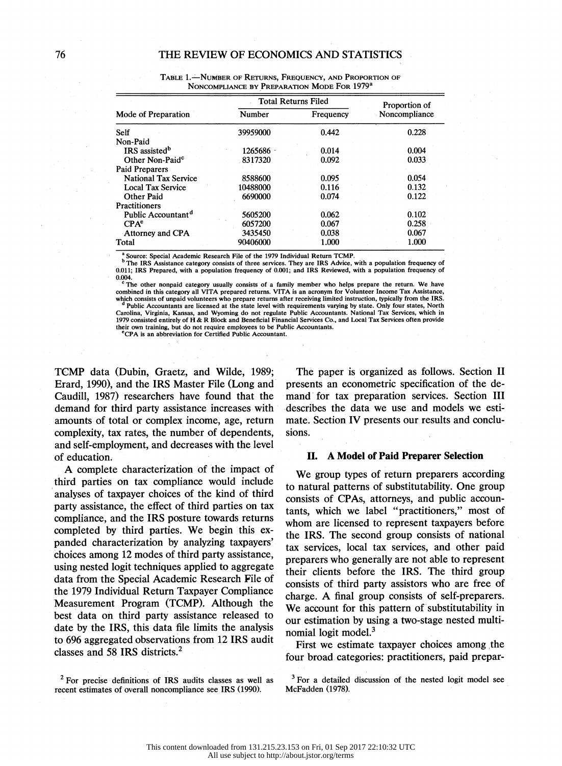TABLE 1.—NUMBER OF RETURNS, FREQUENCY, AND PROPORTION OF NONCOMPLIANCE BY PREPARATION MODE FOR 1979[a]

| Mode of Preparation | Total Returns Filed | | Proportion of Noncompliance |
|---|---|---|---|
| | Number | Frequency | |
| Self | 39959000 | 0.442 | 0.228 |
| Non-Paid | | | |
| IRS assisted[b] | 1265686 | 0.014 | 0.004 |
| Other Non-Paid[c] | 8317320 | 0.092 | 0.033 |
| Paid Preparers | | | |
| National Tax Service | 8588600 | 0.095 | 0.054 |
| Local Tax Service | 10488000 | 0.116 | 0.132 |
| Other Paid | 6690000 | 0.074 | 0.122 |
| Practitioners | | | |
| Public Accountant[d] | 5605200 | 0.062 | 0.102 |
| CPA[e] | 6057200 | 0.067 | 0.258 |
| Attorney and CPA | 3435450 | 0.038 | 0.067 |
| Total | 90406000 | 1.000 | 1.000 |

[a] Source: Special Academic Research File of the 1979 Individual Return TCMP.

[b] The IRS Assistance category consists of three services. They are IRS Advice, with a population frequency of 0.011; IRS Prepared, with a population frequency of 0.001; and IRS Reviewed, with a population frequency of 0.004.

[c] The other nonpaid category usually consists of a family member who helps prepare the return. We have combined in this category all VITA prepared returns. VITA is an acronym for Volunteer Income Tax Assistance, which consists of unpaid volunteers who prepare returns after receiving limited instruction, typically from the IRS.

[d] Public Accountants are licensed at the state level with requirements varying by state. Only four states, North Carolina, Virginia, Kansas, and Wyoming do not regulate Public Accountants. National Tax Services, which in 1979 consisted entirely of H & R Block and Beneficial Financial Services Co., and Local Tax Services often provide their own training, but do not require employees to be Public Accountants.

[e] CPA is an abbreviation for Certified Public Accountant.

TCMP data (Dubin, Graetz, and Wilde, 1989; Erard, 1990), and the IRS Master File (Long and Caudill, 1987) researchers have found that the demand for third party assistance increases with amounts of total or complex income, age, return complexity, tax rates, the number of dependents, and self-employment, and decreases with the level of education.

A complete characterization of the impact of third parties on tax compliance would include analyses of taxpayer choices of the kind of third party assistance, the effect of third parties on tax compliance, and the IRS posture towards returns completed by third parties. We begin this expanded characterization by analyzing taxpayers' choices among 12 modes of third party assistance, using nested logit techniques applied to aggregate data from the Special Academic Research File of the 1979 Individual Return Taxpayer Compliance Measurement Program (TCMP). Although the best data on third party assistance released to date by the IRS, this data file limits the analysis to 696 aggregated observations from 12 IRS audit classes and 58 IRS districts.[2]

The paper is organized as follows. Section II presents an econometric specification of the demand for tax preparation services. Section III describes the data we use and models we estimate. Section IV presents our results and conclusions.

## II. A Model of Paid Preparer Selection

We group types of return preparers according to natural patterns of substitutability. One group consists of CPAs, attorneys, and public accountants, which we label "practitioners," most of whom are licensed to represent taxpayers before the IRS. The second group consists of national tax services, local tax services, and other paid preparers who generally are not able to represent their clients before the IRS. The third group consists of third party assistors who are free of charge. A final group consists of self-preparers. We account for this pattern of substitutability in our estimation by using a two-stage nested multinomial logit model.[3]

First we estimate taxpayer choices among the four broad categories: practitioners, paid prepar-

[2] For precise definitions of IRS audits classes as well as recent estimates of overall noncompliance see IRS (1990).

[3] For a detailed discussion of the nested logit model see McFadden (1978).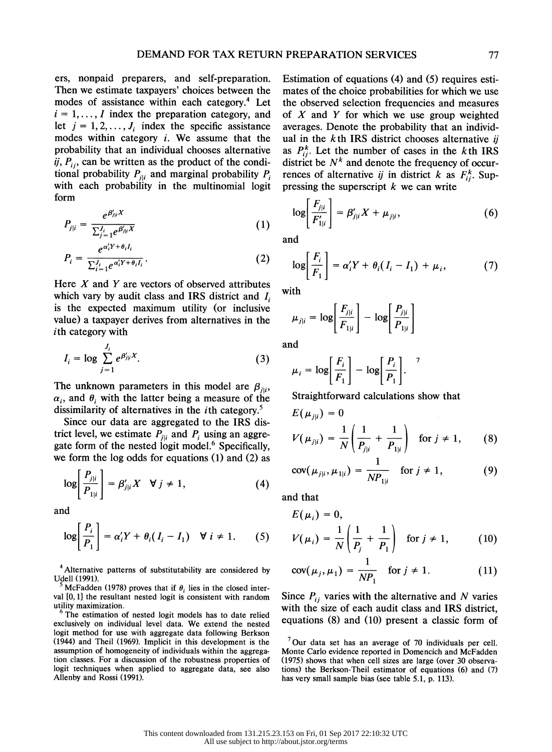ers, nonpaid preparers, and self-preparation. Then we estimate taxpayers' choices between the modes of assistance within each category.[4] Let $i = 1, \ldots, I$ index the preparation category, and let $j = 1, 2, \ldots, J_i$ index the specific assistance modes within category $i$. We assume that the probability that an individual chooses alternative $ij$, $P_{ij}$, can be written as the product of the conditional probability $P_{j|i}$ and marginal probability $P_i$ with each probability in the multinomial logit form

$$P_{j|i} = \frac{e^{\beta'_{j|i}X}}{\sum_{j=1}^{J_i} e^{\beta'_{j|i}X}} \tag{1}$$

$$P_i = \frac{e^{\alpha'_i Y + \theta_i I_i}}{\sum_{i=1}^{J_i} e^{\alpha'_i Y + \theta_i I_i}}. \tag{2}$$

Here $X$ and $Y$ are vectors of observed attributes which vary by audit class and IRS district and $I_i$ is the expected maximum utility (or inclusive value) a taxpayer derives from alternatives in the $i$th category with

$$I_i = \log \sum_{j=1}^{J_i} e^{\beta'_{j|i}X}. \tag{3}$$

The unknown parameters in this model are $\beta_{j|i}$, $\alpha_i$, and $\theta_i$ with the latter being a measure of the dissimilarity of alternatives in the $i$th category.[5]

Since our data are aggregated to the IRS district level, we estimate $P_{j|i}$ and $P_i$ using an aggregate form of the nested logit model.[6] Specifically, we form the log odds for equations (1) and (2) as

$$\log\left[\frac{P_{j|i}}{P_{1|i}}\right] = \beta'_{j|i}X \quad \forall\, j \neq 1, \tag{4}$$

and

$$\log\left[\frac{P_i}{P_1}\right] = \alpha'_i Y + \theta_i(I_i - I_1) \quad \forall\, i \neq 1. \tag{5}$$

Estimation of equations (4) and (5) requires estimates of the choice probabilities for which we use the observed selection frequencies and measures of $X$ and $Y$ for which we use group weighted averages. Denote the probability that an individual in the $k$th IRS district chooses alternative $ij$ as $P_{ij}^k$. Let the number of cases in the $k$th IRS district be $N^k$ and denote the frequency of occurrences of alternative $ij$ in district $k$ as $F_{ij}^k$. Suppressing the superscript $k$ we can write

$$\log\left[\frac{F_{j|i}}{F'_{1|i}}\right] = \beta'_{j|i}X + \mu_{j|i}, \tag{6}$$

and

$$\log\left[\frac{F_i}{F_1}\right] = \alpha'_i Y + \theta_i(I_i - I_1) + \mu_i, \tag{7}$$

with

$$\mu_{j|i} = \log\left[\frac{F_{j|i}}{F_{1|i}}\right] - \log\left[\frac{P_{j|i}}{P_{1|i}}\right]$$

and

$$\mu_i = \log\left[\frac{F_i}{F_1}\right] - \log\left[\frac{P_i}{P_1}\right].$$ [7]

Straightforward calculations show that

$$E(\mu_{j|i}) = 0$$

$$V(\mu_{j|i}) = \frac{1}{N}\left(\frac{1}{P_{j|i}} + \frac{1}{P_{1|i}}\right) \quad \text{for } j \neq 1, \tag{8}$$

$$\operatorname{cov}(\mu_{j|i}, \mu_{1|i}) = \frac{1}{NP_{1|i}} \quad \text{for } j \neq 1, \tag{9}$$

and that

$$E(\mu_i) = 0,$$

$$V(\mu_i) = \frac{1}{N}\left(\frac{1}{P_j} + \frac{1}{P_1}\right) \quad \text{for } j \neq 1, \tag{10}$$

$$\operatorname{cov}(\mu_j, \mu_1) = \frac{1}{NP_1} \quad \text{for } j \neq 1. \tag{11}$$

Since $P_{ij}$ varies with the alternative and $N$ varies with the size of each audit class and IRS district, equations (8) and (10) present a classic form of

---

[4] Alternative patterns of substitutability are considered by Udell (1991).

[5] McFadden (1978) proves that if $\theta_i$ lies in the closed interval [0, 1] the resultant nested logit is consistent with random utility maximization.

[6] The estimation of nested logit models has to date relied exclusively on individual level data. We extend the nested logit method for use with aggregate data following Berkson (1944) and Theil (1969). Implicit in this development is the assumption of homogeneity of individuals within the aggregation classes. For a discussion of the robustness properties of logit techniques when applied to aggregate data, see also Allenby and Rossi (1991).

[7] Our data set has an average of 70 individuals per cell. Monte Carlo evidence reported in Domencich and McFadden (1975) shows that when cell sizes are large (over 30 observations) the Berkson-Theil estimator of equations (6) and (7) has very small sample bias (see table 5.1, p. 113).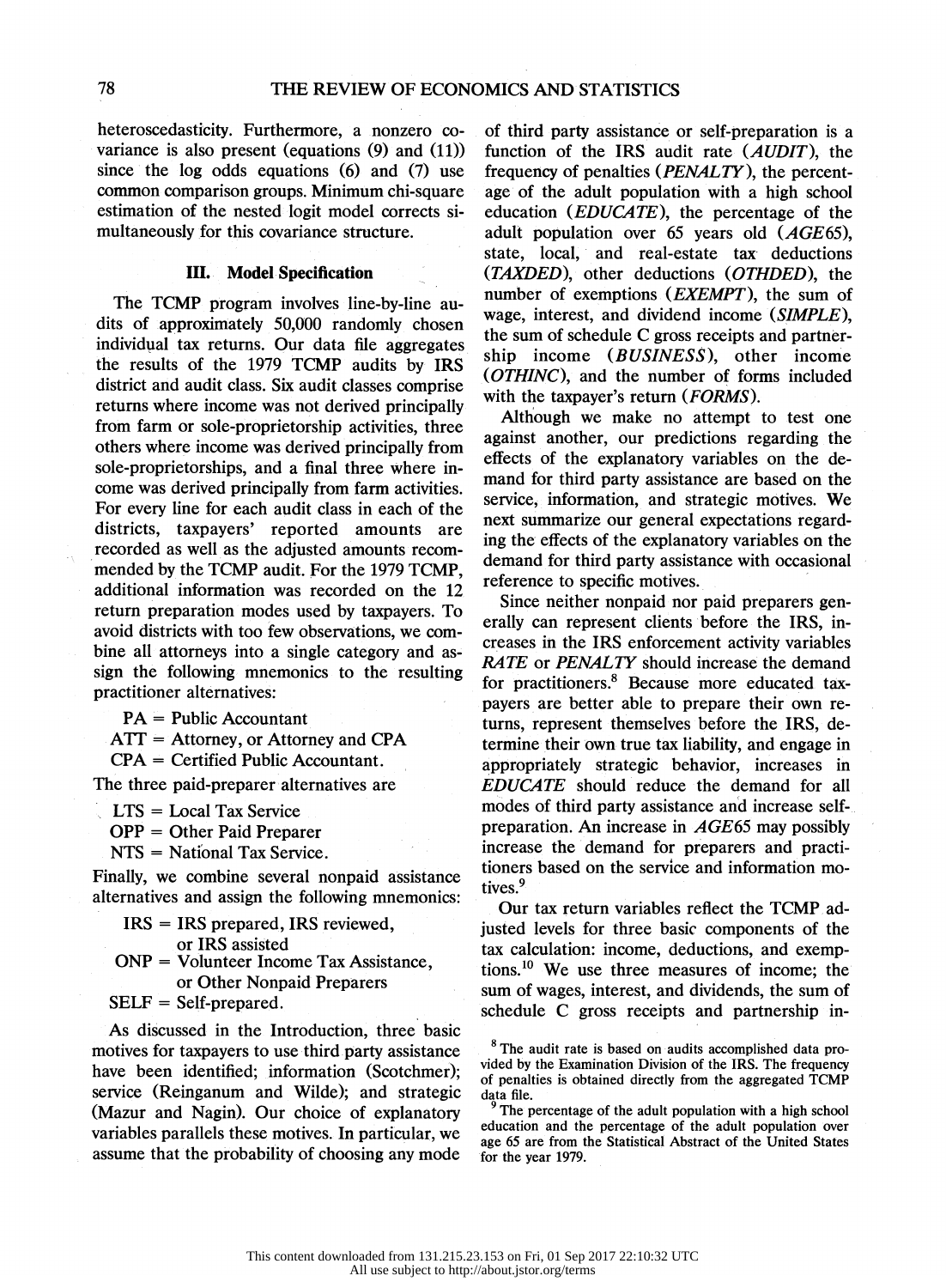heteroscedasticity. Furthermore, a nonzero covariance is also present (equations (9) and (11)) since the log odds equations (6) and (7) use common comparison groups. Minimum chi-square estimation of the nested logit model corrects simultaneously for this covariance structure.

## III. Model Specification

The TCMP program involves line-by-line audits of approximately 50,000 randomly chosen individual tax returns. Our data file aggregates the results of the 1979 TCMP audits by IRS district and audit class. Six audit classes comprise returns where income was not derived principally from farm or sole-proprietorship activities, three others where income was derived principally from sole-proprietorships, and a final three where income was derived principally from farm activities. For every line for each audit class in each of the districts, taxpayers' reported amounts are recorded as well as the adjusted amounts recommended by the TCMP audit. For the 1979 TCMP, additional information was recorded on the 12 return preparation modes used by taxpayers. To avoid districts with too few observations, we combine all attorneys into a single category and assign the following mnemonics to the resulting practitioner alternatives:

PA = Public Accountant
ATT = Attorney, or Attorney and CPA
CPA = Certified Public Accountant.

The three paid-preparer alternatives are

LTS = Local Tax Service
OPP = Other Paid Preparer
NTS = National Tax Service.

Finally, we combine several nonpaid assistance alternatives and assign the following mnemonics:

IRS = IRS prepared, IRS reviewed, or IRS assisted
ONP = Volunteer Income Tax Assistance, or Other Nonpaid Preparers
SELF = Self-prepared.

As discussed in the Introduction, three basic motives for taxpayers to use third party assistance have been identified; information (Scotchmer); service (Reinganum and Wilde); and strategic (Mazur and Nagin). Our choice of explanatory variables parallels these motives. In particular, we assume that the probability of choosing any mode of third party assistance or self-preparation is a function of the IRS audit rate (*AUDIT*), the frequency of penalties (*PENALTY*), the percentage of the adult population with a high school education (*EDUCATE*), the percentage of the adult population over 65 years old (*AGE*65), state, local, and real-estate tax deductions (*TAXDED*), other deductions (*OTHDED*), the number of exemptions (*EXEMPT*), the sum of wage, interest, and dividend income (*SIMPLE*), the sum of schedule C gross receipts and partnership income (*BUSINESS*), other income (*OTHINC*), and the number of forms included with the taxpayer's return (*FORMS*).

Although we make no attempt to test one against another, our predictions regarding the effects of the explanatory variables on the demand for third party assistance are based on the service, information, and strategic motives. We next summarize our general expectations regarding the effects of the explanatory variables on the demand for third party assistance with occasional reference to specific motives.

Since neither nonpaid nor paid preparers generally can represent clients before the IRS, increases in the IRS enforcement activity variables *RATE* or *PENALTY* should increase the demand for practitioners.[8] Because more educated taxpayers are better able to prepare their own returns, represent themselves before the IRS, determine their own true tax liability, and engage in appropriately strategic behavior, increases in *EDUCATE* should reduce the demand for all modes of third party assistance and increase self-preparation. An increase in *AGE*65 may possibly increase the demand for preparers and practitioners based on the service and information motives.[9]

Our tax return variables reflect the TCMP adjusted levels for three basic components of the tax calculation: income, deductions, and exemptions.[10] We use three measures of income; the sum of wages, interest, and dividends, the sum of schedule C gross receipts and partnership in-

[8] The audit rate is based on audits accomplished data provided by the Examination Division of the IRS. The frequency of penalties is obtained directly from the aggregated TCMP data file.

[9] The percentage of the adult population with a high school education and the percentage of the adult population over age 65 are from the Statistical Abstract of the United States for the year 1979.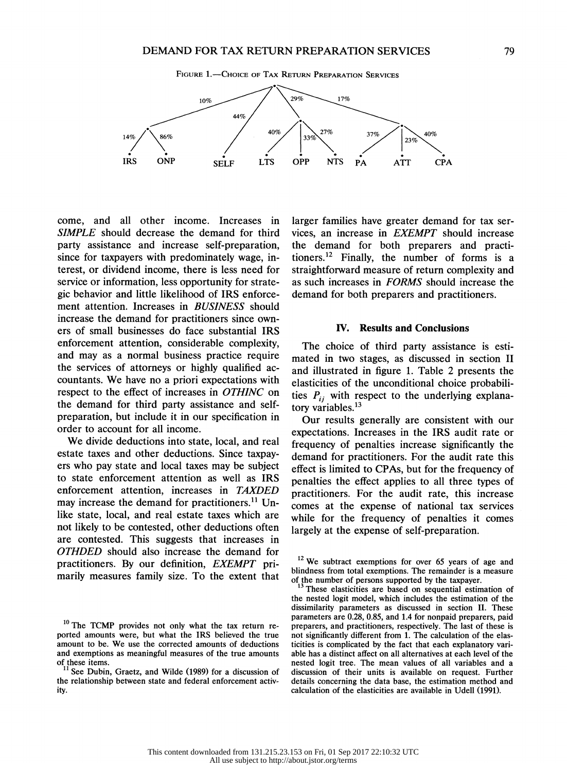FIGURE 1.—CHOICE OF TAX RETURN PREPARATION SERVICES

come, and all other income. Increases in *SIMPLE* should decrease the demand for third party assistance and increase self-preparation, since for taxpayers with predominately wage, interest, or dividend income, there is less need for service or information, less opportunity for strategic behavior and little likelihood of IRS enforcement attention. Increases in *BUSINESS* should increase the demand for practitioners since owners of small businesses do face substantial IRS enforcement attention, considerable complexity, and may as a normal business practice require the services of attorneys or highly qualified accountants. We have no a priori expectations with respect to the effect of increases in *OTHINC* on the demand for third party assistance and self-preparation, but include it in our specification in order to account for all income.

We divide deductions into state, local, and real estate taxes and other deductions. Since taxpayers who pay state and local taxes may be subject to state enforcement attention as well as IRS enforcement attention, increases in *TAXDED* may increase the demand for practitioners.[11] Unlike state, local, and real estate taxes which are not likely to be contested, other deductions often are contested. This suggests that increases in *OTHDED* should also increase the demand for practitioners. By our definition, *EXEMPT* primarily measures family size. To the extent that larger families have greater demand for tax services, an increase in *EXEMPT* should increase the demand for both preparers and practitioners.[12] Finally, the number of forms is a straightforward measure of return complexity and as such increases in *FORMS* should increase the demand for both preparers and practitioners.

## IV. Results and Conclusions

The choice of third party assistance is estimated in two stages, as discussed in section II and illustrated in figure 1. Table 2 presents the elasticities of the unconditional choice probabilities $P_{ij}$ with respect to the underlying explanatory variables.[13]

Our results generally are consistent with our expectations. Increases in the IRS audit rate or frequency of penalties increase significantly the demand for practitioners. For the audit rate this effect is limited to CPAs, but for the frequency of penalties the effect applies to all three types of practitioners. For the audit rate, this increase comes at the expense of national tax services while for the frequency of penalties it comes largely at the expense of self-preparation.

[10] The TCMP provides not only what the tax return reported amounts were, but what the IRS believed the true amount to be. We use the corrected amounts of deductions and exemptions as meaningful measures of the true amounts of these items.

[11] See Dubin, Graetz, and Wilde (1989) for a discussion of the relationship between state and federal enforcement activity.

[12] We subtract exemptions for over 65 years of age and blindness from total exemptions. The remainder is a measure of the number of persons supported by the taxpayer.

[13] These elasticities are based on sequential estimation of the nested logit model, which includes the estimation of the dissimilarity parameters as discussed in section II. These parameters are 0.28, 0.85, and 1.4 for nonpaid preparers, paid preparers, and practitioners, respectively. The last of these is not significantly different from 1. The calculation of the elasticities is complicated by the fact that each explanatory variable has a distinct affect on all alternatives at each level of the nested logit tree. The mean values of all variables and a discussion of their units is available on request. Further details concerning the data base, the estimation method and calculation of the elasticities are available in Udell (1991).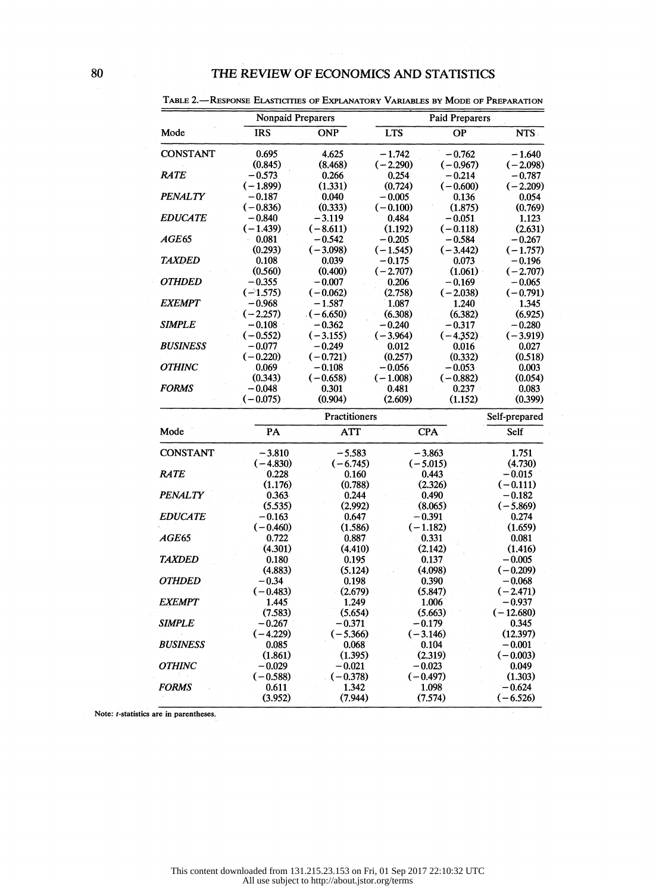TABLE 2.—RESPONSE ELASTICITIES OF EXPLANATORY VARIABLES BY MODE OF PREPARATION

| | Nonpaid Preparers | | Paid Preparers | | |
|---|---|---|---|---|---|
| Mode | IRS | ONP | LTS | OP | NTS |
| CONSTANT | 0.695 | 4.625 | −1.742 | −0.762 | −1.640 |
| | (0.845) | (8.468) | (−2.290) | (−0.967) | (−2.098) |
| *RATE* | −0.573 | 0.266 | 0.254 | −0.214 | −0.787 |
| | (−1.899) | (1.331) | (0.724) | (−0.600) | (−2.209) |
| *PENALTY* | −0.187 | 0.040 | −0.005 | 0.136 | 0.054 |
| | (−0.836) | (0.333) | (−0.100) | (1.875) | (0.769) |
| *EDUCATE* | −0.840 | −3.119 | 0.484 | −0.051 | 1.123 |
| | (−1.439) | (−8.611) | (1.192) | (−0.118) | (2.631) |
| *AGE65* | 0.081 | −0.542 | −0.205 | −0.584 | −0.267 |
| | (0.293) | (−3.098) | (−1.545) | (−3.442) | (−1.757) |
| *TAXDED* | 0.108 | 0.039 | −0.175 | 0.073 | −0.196 |
| | (0.560) | (0.400) | (−2.707) | (1.061) | (−2.707) |
| *OTHDED* | −0.355 | −0.007 | 0.206 | −0.169 | −0.065 |
| | (−1.575) | (−0.062) | (2.758) | (−2.038) | (−0.791) |
| *EXEMPT* | −0.968 | −1.587 | 1.087 | 1.240 | 1.345 |
| | (−2.257) | (−6.650) | (6.308) | (6.382) | (6.925) |
| *SIMPLE* | −0.108 | −0.362 | −0.240 | −0.317 | −0.280 |
| | (−0.552) | (−3.155) | (−3.964) | (−4.352) | (−3.919) |
| *BUSINESS* | −0.077 | −0.249 | 0.012 | 0.016 | 0.027 |
| | (−0.220) | (−0.721) | (0.257) | (0.332) | (0.518) |
| *OTHINC* | 0.069 | −0.108 | −0.056 | −0.053 | 0.003 |
| | (0.343) | (−0.658) | (−1.008) | (−0.882) | (0.054) |
| *FORMS* | −0.048 | 0.301 | 0.481 | 0.237 | 0.083 |
| | (−0.075) | (0.904) | (2.609) | (1.152) | (0.399) |

| | Practitioners | | | Self-prepared |
|---|---|---|---|---|
| Mode | PA | ATT | CPA | Self |
| CONSTANT | −3.810 | −5.583 | −3.863 | 1.751 |
| | (−4.830) | (−6.745) | (−5.015) | (4.730) |
| *RATE* | 0.228 | 0.160 | 0.443 | −0.015 |
| | (1.176) | (0.788) | (2.326) | (−0.111) |
| *PENALTY* | 0.363 | 0.244 | 0.490 | −0.182 |
| | (5.535) | (2.992) | (8.065) | (−5.869) |
| *EDUCATE* | −0.163 | 0.647 | −0.391 | 0.274 |
| | (−0.460) | (1.586) | (−1.182) | (1.659) |
| *AGE65* | 0.722 | 0.887 | 0.331 | 0.081 |
| | (4.301) | (4.410) | (2.142) | (1.416) |
| *TAXDED* | 0.180 | 0.195 | 0.137 | −0.005 |
| | (4.883) | (5.124) | (4.098) | (−0.209) |
| *OTHDED* | −0.34 | 0.198 | 0.390 | −0.068 |
| | (−0.483) | (2.679) | (5.847) | (−2.471) |
| *EXEMPT* | 1.445 | 1.249 | 1.006 | −0.937 |
| | (7.583) | (5.654) | (5.663) | (−12.680) |
| *SIMPLE* | −0.267 | −0.371 | −0.179 | 0.345 |
| | (−4.229) | (−5.366) | (−3.146) | (12.397) |
| *BUSINESS* | 0.085 | 0.068 | 0.104 | −0.001 |
| | (1.861) | (1.395) | (2.319) | (−0.003) |
| *OTHINC* | −0.029 | −0.021 | −0.023 | 0.049 |
| | (−0.588) | (−0.378) | (−0.497) | (1.303) |
| *FORMS* | 0.611 | 1.342 | 1.098 | −0.624 |
| | (3.952) | (7.944) | (7.574) | (−6.526) |

Note: *t*-statistics are in parentheses.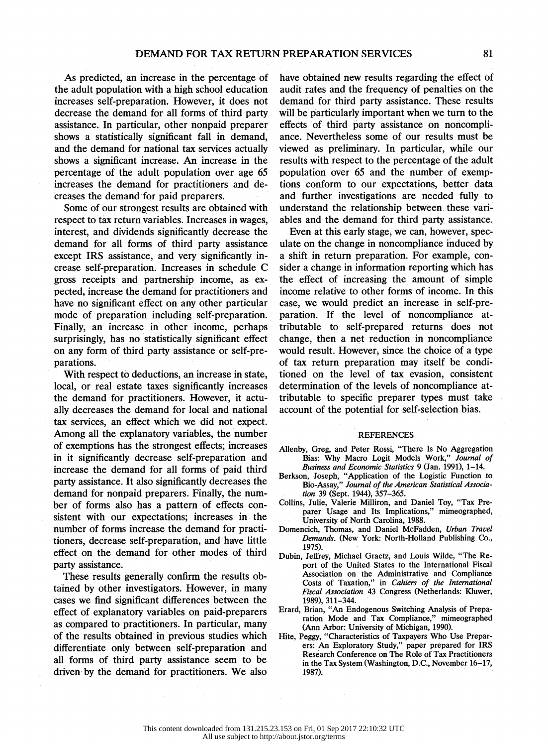As predicted, an increase in the percentage of the adult population with a high school education increases self-preparation. However, it does not decrease the demand for all forms of third party assistance. In particular, other nonpaid preparer shows a statistically significant fall in demand, and the demand for national tax services actually shows a significant increase. An increase in the percentage of the adult population over age 65 increases the demand for practitioners and decreases the demand for paid preparers.

Some of our strongest results are obtained with respect to tax return variables. Increases in wages, interest, and dividends significantly decrease the demand for all forms of third party assistance except IRS assistance, and very significantly increase self-preparation. Increases in schedule C gross receipts and partnership income, as expected, increase the demand for practitioners and have no significant effect on any other particular mode of preparation including self-preparation. Finally, an increase in other income, perhaps surprisingly, has no statistically significant effect on any form of third party assistance or self-preparations.

With respect to deductions, an increase in state, local, or real estate taxes significantly increases the demand for practitioners. However, it actually decreases the demand for local and national tax services, an effect which we did not expect. Among all the explanatory variables, the number of exemptions has the strongest effects; increases in it significantly decrease self-preparation and increase the demand for all forms of paid third party assistance. It also significantly decreases the demand for nonpaid preparers. Finally, the number of forms also has a pattern of effects consistent with our expectations; increases in the number of forms increase the demand for practitioners, decrease self-preparation, and have little effect on the demand for other modes of third party assistance.

These results generally confirm the results obtained by other investigators. However, in many cases we find significant differences between the effect of explanatory variables on paid-preparers as compared to practitioners. In particular, many of the results obtained in previous studies which differentiate only between self-preparation and all forms of third party assistance seem to be driven by the demand for practitioners. We also have obtained new results regarding the effect of audit rates and the frequency of penalties on the demand for third party assistance. These results will be particularly important when we turn to the effects of third party assistance on noncompliance. Nevertheless some of our results must be viewed as preliminary. In particular, while our results with respect to the percentage of the adult population over 65 and the number of exemptions conform to our expectations, better data and further investigations are needed fully to understand the relationship between these variables and the demand for third party assistance.

Even at this early stage, we can, however, speculate on the change in noncompliance induced by a shift in return preparation. For example, consider a change in information reporting which has the effect of increasing the amount of simple income relative to other forms of income. In this case, we would predict an increase in self-preparation. If the level of noncompliance attributable to self-prepared returns does not change, then a net reduction in noncompliance would result. However, since the choice of a type of tax return preparation may itself be conditioned on the level of tax evasion, consistent determination of the levels of noncompliance attributable to specific preparer types must take account of the potential for self-selection bias.

## REFERENCES

Allenby, Greg, and Peter Rossi, "There Is No Aggregation Bias: Why Macro Logit Models Work," *Journal of Business and Economic Statistics* 9 (Jan. 1991), 1–14.

Berkson, Joseph, "Application of the Logistic Function to Bio-Assay," *Journal of the American Statistical Association* 39 (Sept. 1944), 357–365.

Collins, Julie, Valerie Milliron, and Daniel Toy, "Tax Preparer Usage and Its Implications," mimeographed, University of North Carolina, 1988.

Domencich, Thomas, and Daniel McFadden, *Urban Travel Demands.* (New York: North-Holland Publishing Co., 1975).

Dubin, Jeffrey, Michael Graetz, and Louis Wilde, "The Report of the United States to the International Fiscal Association on the Administrative and Compliance Costs of Taxation," in *Cahiers of the International Fiscal Association* 43 Congress (Netherlands: Kluwer, 1989), 311–344.

Erard, Brian, "An Endogenous Switching Analysis of Preparation Mode and Tax Compliance," mimeographed (Ann Arbor: University of Michigan, 1990).

Hite, Peggy, "Characteristics of Taxpayers Who Use Preparers: An Exploratory Study," paper prepared for IRS Research Conference on The Role of Tax Practitioners in the Tax System (Washington, D.C., November 16–17, 1987).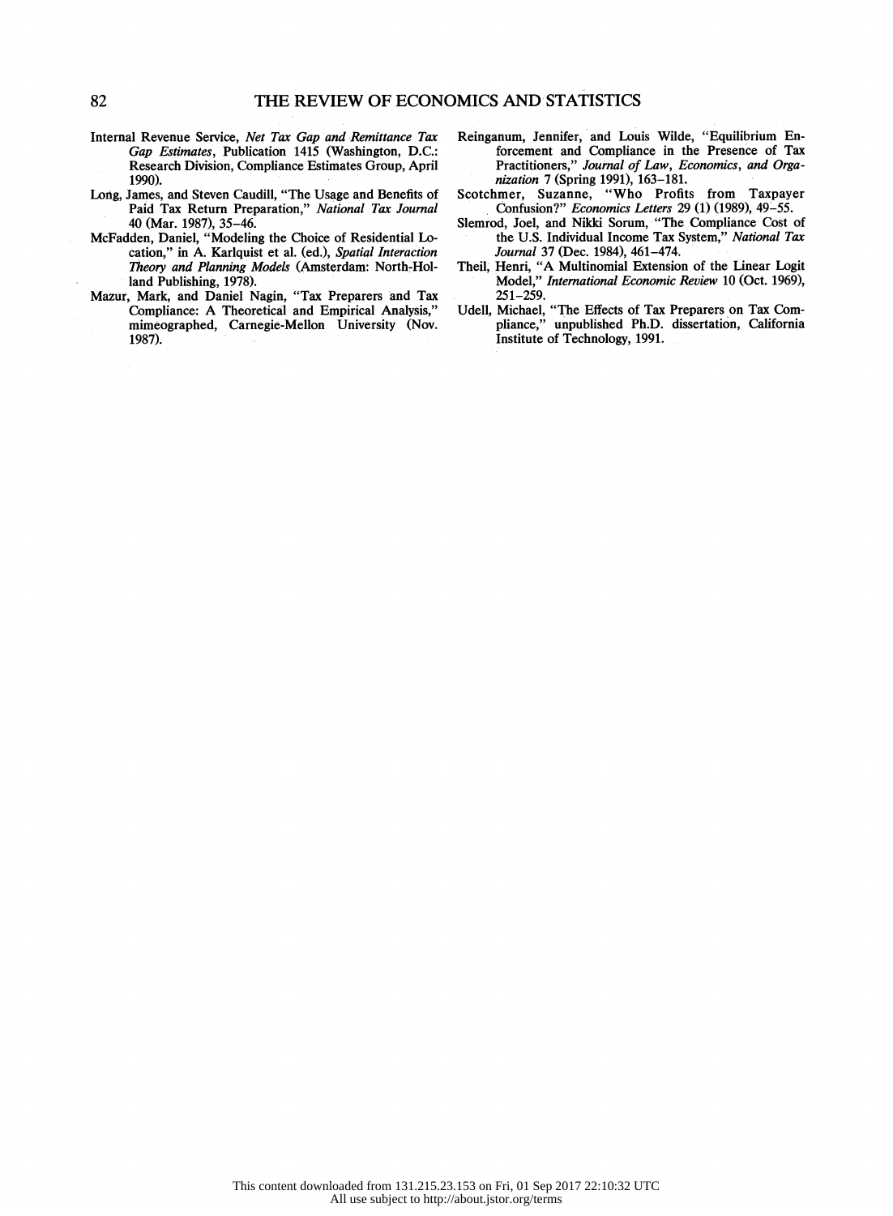Internal Revenue Service, *Net Tax Gap and Remittance Tax Gap Estimates*, Publication 1415 (Washington, D.C.: Research Division, Compliance Estimates Group, April 1990).

Long, James, and Steven Caudill, "The Usage and Benefits of Paid Tax Return Preparation," *National Tax Journal* 40 (Mar. 1987), 35–46.

McFadden, Daniel, "Modeling the Choice of Residential Location," in A. Karlquist et al. (ed.), *Spatial Interaction Theory and Planning Models* (Amsterdam: North-Holland Publishing, 1978).

Mazur, Mark, and Daniel Nagin, "Tax Preparers and Tax Compliance: A Theoretical and Empirical Analysis," mimeographed, Carnegie-Mellon University (Nov. 1987).

Reinganum, Jennifer, and Louis Wilde, "Equilibrium Enforcement and Compliance in the Presence of Tax Practitioners," *Journal of Law, Economics, and Organization* 7 (Spring 1991), 163–181.

Scotchmer, Suzanne, "Who Profits from Taxpayer Confusion?" *Economics Letters* 29 (1) (1989), 49–55.

Slemrod, Joel, and Nikki Sorum, "The Compliance Cost of the U.S. Individual Income Tax System," *National Tax Journal* 37 (Dec. 1984), 461–474.

Theil, Henri, "A Multinomial Extension of the Linear Logit Model," *International Economic Review* 10 (Oct. 1969), 251–259.

Udell, Michael, "The Effects of Tax Preparers on Tax Compliance," unpublished Ph.D. dissertation, California Institute of Technology, 1991.